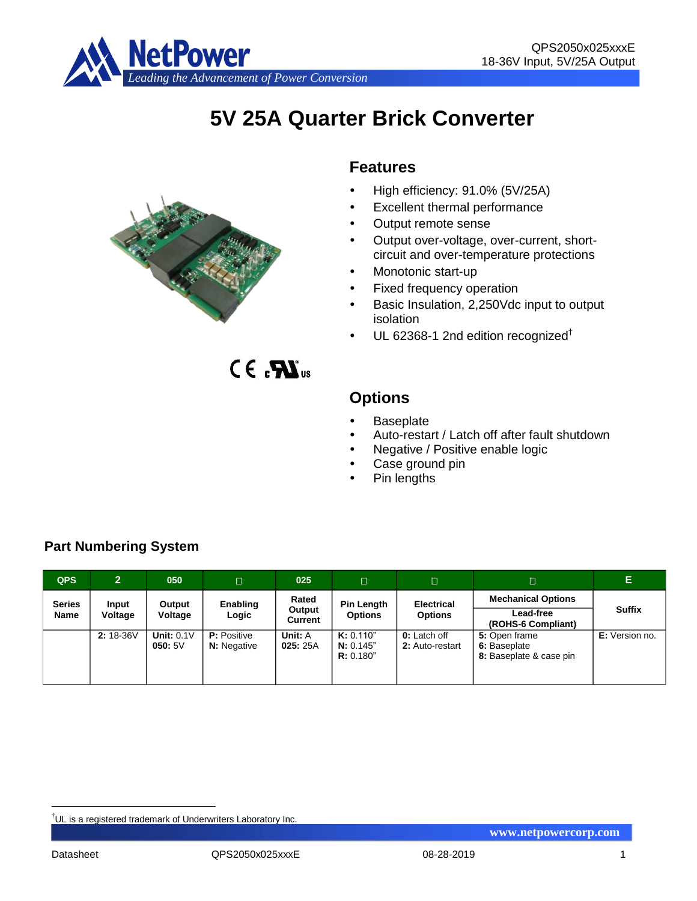# 5V 25A Quarter Brick Converter

## Features

- High efficiency: 91.0% (5V/25A)
- Excellent thermal performance
- Output remote sense
- Output over-voltage, over-current, short-circuit and over-temperature protections
- Monotonic start-up
- Fixed frequency operation
- Basic Insulation, 2,250Vdc input to output isolation
- UL 62368-1 2nd edition recognized†

## Options

- Baseplate
- Auto-restart / Latch off after fault shutdown
- Negative / Positive enable logic
- Case ground pin
- Pin lengths

## Part Numbering System

| QPS | 2 | 050 | □ | 025 | □ | □ | □ | E |
|---|---|---|---|---|---|---|---|---|
| **Series Name** | **Input Voltage** | **Output Voltage** | **Enabling Logic** | **Rated Output Current** | **Pin Length Options** | **Electrical Options** | **Mechanical Options** / **Lead-free (ROHS-6 Compliant)** | **Suffix** |
| | **2:** 18-36V | **Unit:** 0.1V<br>**050:** 5V | **P:** Positive<br>**N:** Negative | **Unit:** A<br>**025:** 25A | **K:** 0.110"<br>**N:** 0.145"<br>**R:** 0.180" | **0:** Latch off<br>**2:** Auto-restart | **5:** Open frame<br>**6:** Baseplate<br>**8:** Baseplate & case pin | **E:** Version no. |

†UL is a registered trademark of Underwriters Laboratory Inc.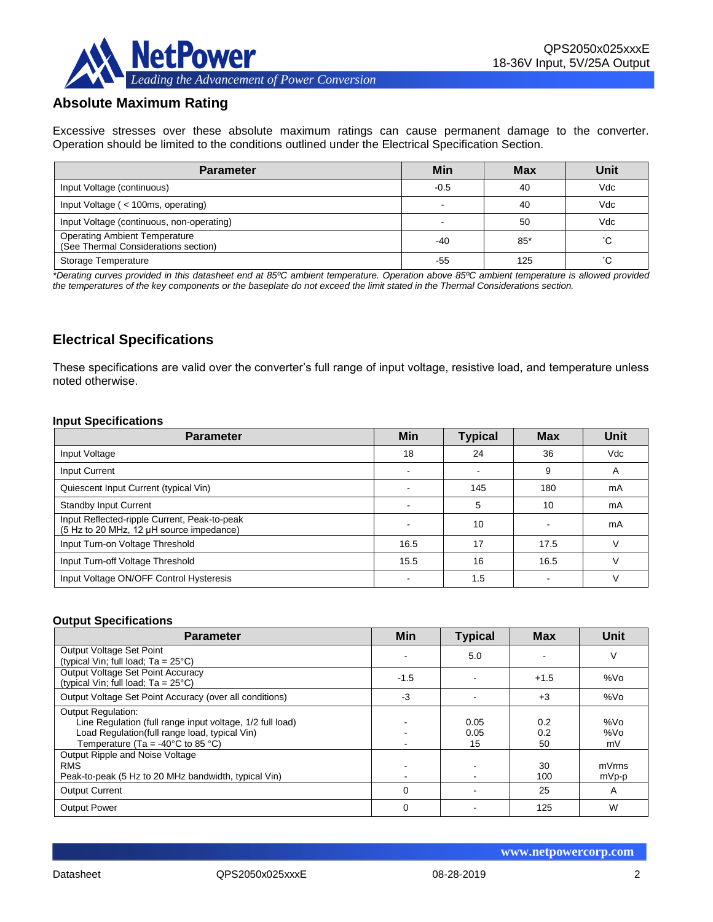## Absolute Maximum Rating

Excessive stresses over these absolute maximum ratings can cause permanent damage to the converter. Operation should be limited to the conditions outlined under the Electrical Specification Section.

| Parameter | Min | Max | Unit |
|---|---|---|---|
| Input Voltage (continuous) | -0.5 | 40 | Vdc |
| Input Voltage ( < 100ms, operating) | - | 40 | Vdc |
| Input Voltage (continuous, non-operating) | - | 50 | Vdc |
| Operating Ambient Temperature (See Thermal Considerations section) | -40 | 85* | ˚C |
| Storage Temperature | -55 | 125 | ˚C |

*\*Derating curves provided in this datasheet end at 85ºC ambient temperature. Operation above 85ºC ambient temperature is allowed provided the temperatures of the key components or the baseplate do not exceed the limit stated in the Thermal Considerations section.*

## Electrical Specifications

These specifications are valid over the converter's full range of input voltage, resistive load, and temperature unless noted otherwise.

### Input Specifications

| Parameter | Min | Typical | Max | Unit |
|---|---|---|---|---|
| Input Voltage | 18 | 24 | 36 | Vdc |
| Input Current | - | - | 9 | A |
| Quiescent Input Current (typical Vin) | - | 145 | 180 | mA |
| Standby Input Current | - | 5 | 10 | mA |
| Input Reflected-ripple Current, Peak-to-peak (5 Hz to 20 MHz, 12 µH source impedance) | - | 10 | - | mA |
| Input Turn-on Voltage Threshold | 16.5 | 17 | 17.5 | V |
| Input Turn-off Voltage Threshold | 15.5 | 16 | 16.5 | V |
| Input Voltage ON/OFF Control Hysteresis | - | 1.5 | - | V |

### Output Specifications

| Parameter | Min | Typical | Max | Unit |
|---|---|---|---|---|
| Output Voltage Set Point (typical Vin; full load; Ta = 25°C) | - | 5.0 | - | V |
| Output Voltage Set Point Accuracy (typical Vin; full load; Ta = 25°C) | -1.5 | - | +1.5 | %Vo |
| Output Voltage Set Point Accuracy (over all conditions) | -3 | - | +3 | %Vo |
| Output Regulation: | | | | |
| Line Regulation (full range input voltage, 1/2 full load) | - | 0.05 | 0.2 | %Vo |
| Load Regulation(full range load, typical Vin) | - | 0.05 | 0.2 | %Vo |
| Temperature (Ta = -40°C to 85 °C) | - | 15 | 50 | mV |
| Output Ripple and Noise Voltage | | | | |
| RMS | - | - | 30 | mVrms |
| Peak-to-peak (5 Hz to 20 MHz bandwidth, typical Vin) | - | - | 100 | mVp-p |
| Output Current | 0 | - | 25 | A |
| Output Power | 0 | - | 125 | W |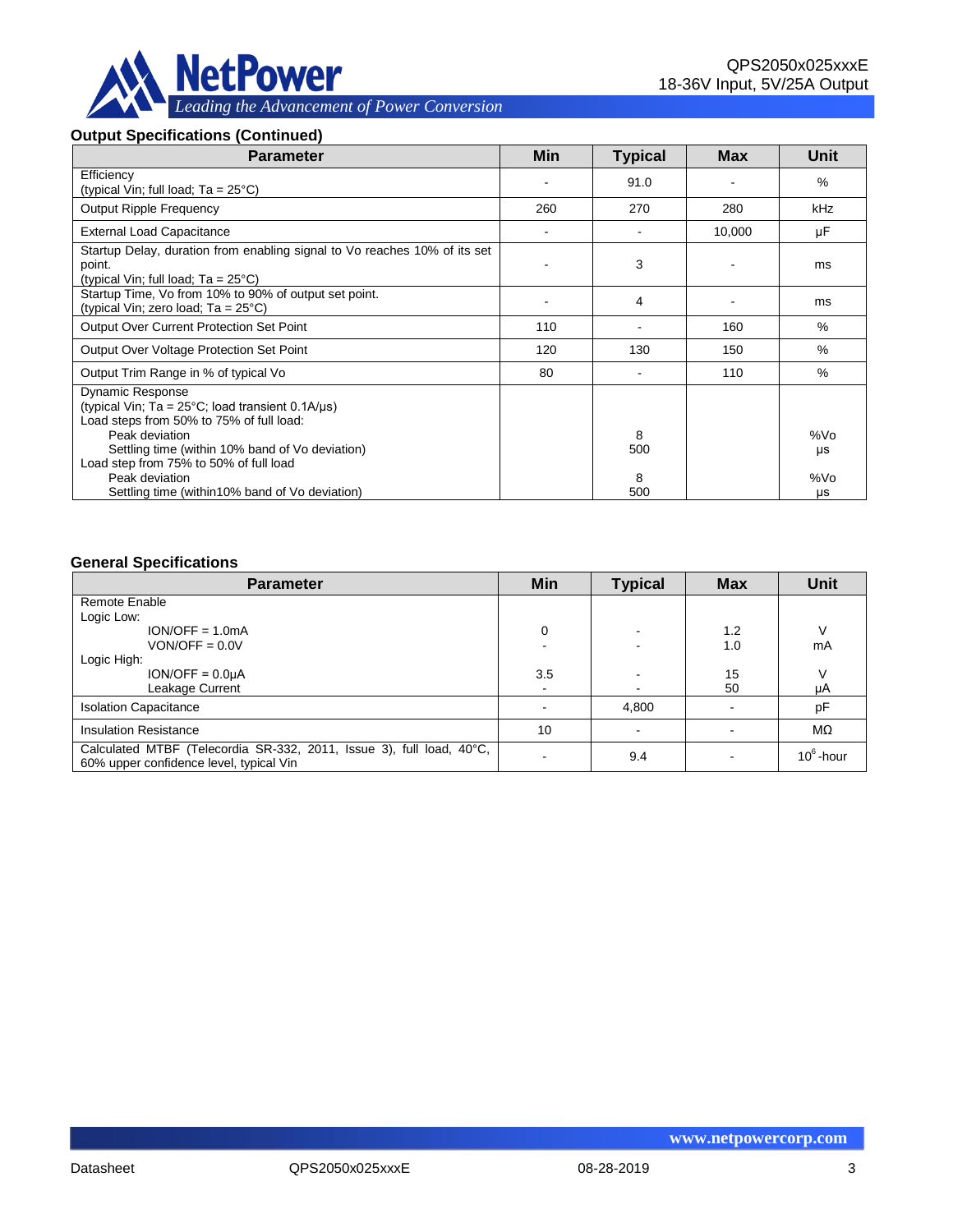### Output Specifications (Continued)

| Parameter | Min | Typical | Max | Unit |
|---|---|---|---|---|
| Efficiency<br>(typical Vin; full load; Ta = 25°C) | - | 91.0 | - | % |
| Output Ripple Frequency | 260 | 270 | 280 | kHz |
| External Load Capacitance | - | - | 10,000 | µF |
| Startup Delay, duration from enabling signal to Vo reaches 10% of its set point.<br>(typical Vin; full load; Ta = 25°C) | - | 3 | - | ms |
| Startup Time, Vo from 10% to 90% of output set point.<br>(typical Vin; zero load; Ta = 25°C) | - | 4 | - | ms |
| Output Over Current Protection Set Point | 110 | - | 160 | % |
| Output Over Voltage Protection Set Point | 120 | 130 | 150 | % |
| Output Trim Range in % of typical Vo | 80 | - | 110 | % |
| Dynamic Response<br>(typical Vin; Ta = 25°C; load transient 0.1A/µs)<br>Load steps from 50% to 75% of full load:<br>Peak deviation<br>Settling time (within 10% band of Vo deviation)<br>Load step from 75% to 50% of full load<br>Peak deviation<br>Settling time (within10% band of Vo deviation) | | <br><br><br>8<br>500<br><br>8<br>500 | | <br><br><br>%Vo<br>µs<br><br>%Vo<br>µs |

### General Specifications

| Parameter | Min | Typical | Max | Unit |
|---|---|---|---|---|
| Remote Enable<br>Logic Low:<br>ION/OFF = 1.0mA<br>VON/OFF = 0.0V<br>Logic High:<br>ION/OFF = 0.0µA<br>Leakage Current | <br><br>0<br>-<br><br>3.5<br>- | <br><br>-<br>-<br><br>-<br>- | <br><br>1.2<br>1.0<br><br>15<br>50 | <br><br>V<br>mA<br><br>V<br>µA |
| Isolation Capacitance | - | 4,800 | - | pF |
| Insulation Resistance | 10 | - | - | MΩ |
| Calculated MTBF (Telecordia SR-332, 2011, Issue 3), full load, 40°C, 60% upper confidence level, typical Vin | - | 9.4 | - | $10^6$-hour |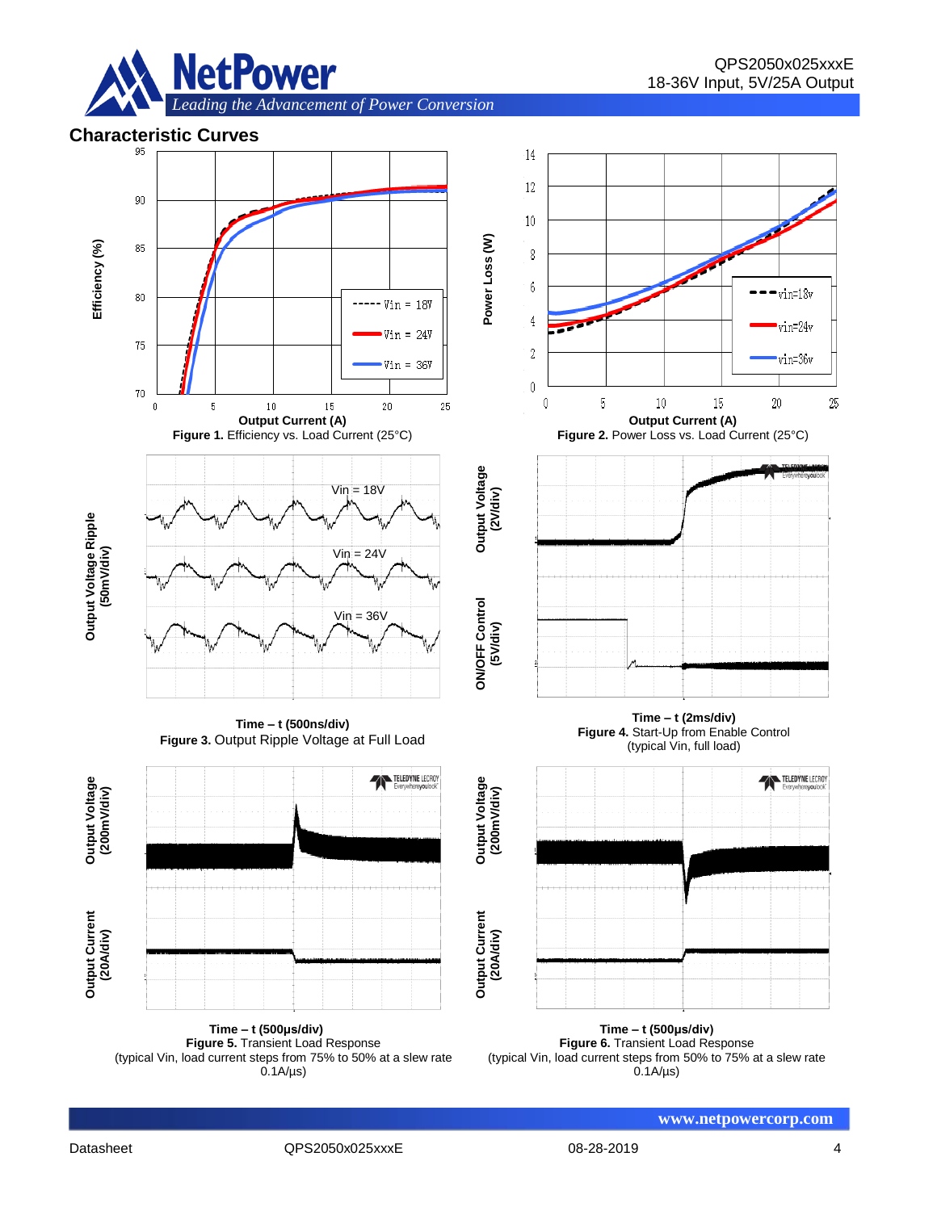## Characteristic Curves

Output Current (A)

**Figure 1.** Efficiency vs. Load Current (25°C)

Output Current (A)

**Figure 2.** Power Loss vs. Load Current (25°C)

**Time – t (500ns/div)**

**Figure 3.** Output Ripple Voltage at Full Load

**Time – t (2ms/div)**

**Figure 4.** Start-Up from Enable Control (typical Vin, full load)

**Time – t (500μs/div)**

**Figure 5.** Transient Load Response (typical Vin, load current steps from 75% to 50% at a slew rate 0.1A/μs)

**Time – t (500μs/div)**

**Figure 6.** Transient Load Response (typical Vin, load current steps from 50% to 75% at a slew rate 0.1A/μs)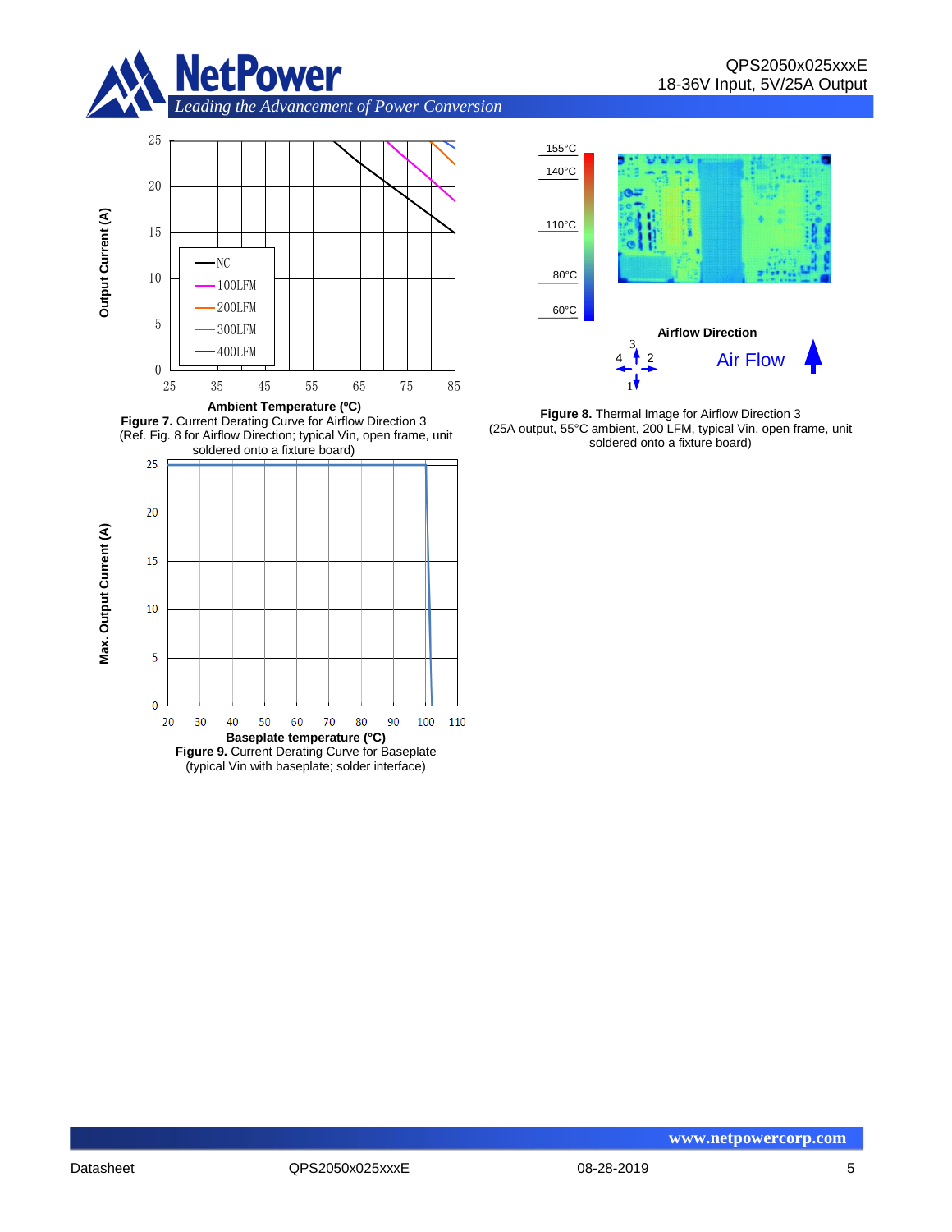**Figure 7.** Current Derating Curve for Airflow Direction 3
(Ref. Fig. 8 for Airflow Direction; typical Vin, open frame, unit soldered onto a fixture board)

**Figure 8.** Thermal Image for Airflow Direction 3
(25A output, 55°C ambient, 200 LFM, typical Vin, open frame, unit soldered onto a fixture board)

**Figure 9.** Current Derating Curve for Baseplate
(typical Vin with baseplate; solder interface)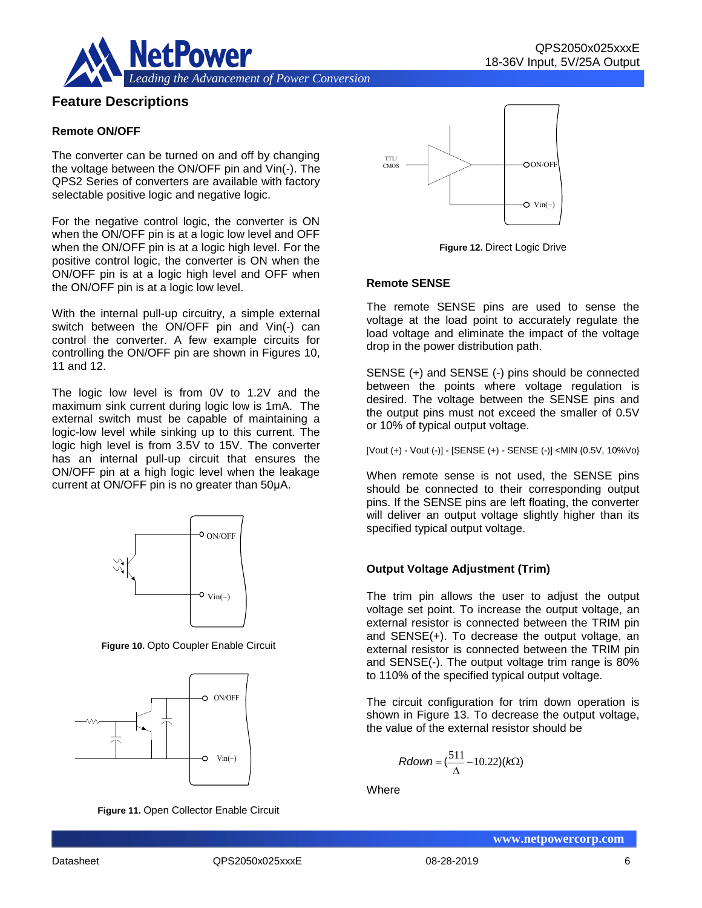## Feature Descriptions

### Remote ON/OFF

The converter can be turned on and off by changing the voltage between the ON/OFF pin and Vin(-). The QPS2 Series of converters are available with factory selectable positive logic and negative logic.

For the negative control logic, the converter is ON when the ON/OFF pin is at a logic low level and OFF when the ON/OFF pin is at a logic high level. For the positive control logic, the converter is ON when the ON/OFF pin is at a logic high level and OFF when the ON/OFF pin is at a logic low level.

With the internal pull-up circuitry, a simple external switch between the ON/OFF pin and Vin(-) can control the converter. A few example circuits for controlling the ON/OFF pin are shown in Figures 10, 11 and 12.

The logic low level is from 0V to 1.2V and the maximum sink current during logic low is 1mA. The external switch must be capable of maintaining a logic-low level while sinking up to this current. The logic high level is from 3.5V to 15V. The converter has an internal pull-up circuit that ensures the ON/OFF pin at a high logic level when the leakage current at ON/OFF pin is no greater than 50μA.

**Figure 10.** Opto Coupler Enable Circuit

**Figure 11.** Open Collector Enable Circuit

**Figure 12.** Direct Logic Drive

### Remote SENSE

The remote SENSE pins are used to sense the voltage at the load point to accurately regulate the load voltage and eliminate the impact of the voltage drop in the power distribution path.

SENSE (+) and SENSE (-) pins should be connected between the points where voltage regulation is desired. The voltage between the SENSE pins and the output pins must not exceed the smaller of 0.5V or 10% of typical output voltage.

[Vout (+) - Vout (-)] - [SENSE (+) - SENSE (-)] <MIN {0.5V, 10%Vo}

When remote sense is not used, the SENSE pins should be connected to their corresponding output pins. If the SENSE pins are left floating, the converter will deliver an output voltage slightly higher than its specified typical output voltage.

### Output Voltage Adjustment (Trim)

The trim pin allows the user to adjust the output voltage set point. To increase the output voltage, an external resistor is connected between the TRIM pin and SENSE(+). To decrease the output voltage, an external resistor is connected between the TRIM pin and SENSE(-). The output voltage trim range is 80% to 110% of the specified typical output voltage.

The circuit configuration for trim down operation is shown in Figure 13. To decrease the output voltage, the value of the external resistor should be

$$Rdown = \left(\frac{511}{\Delta} - 10.22\right)(k\Omega)$$

Where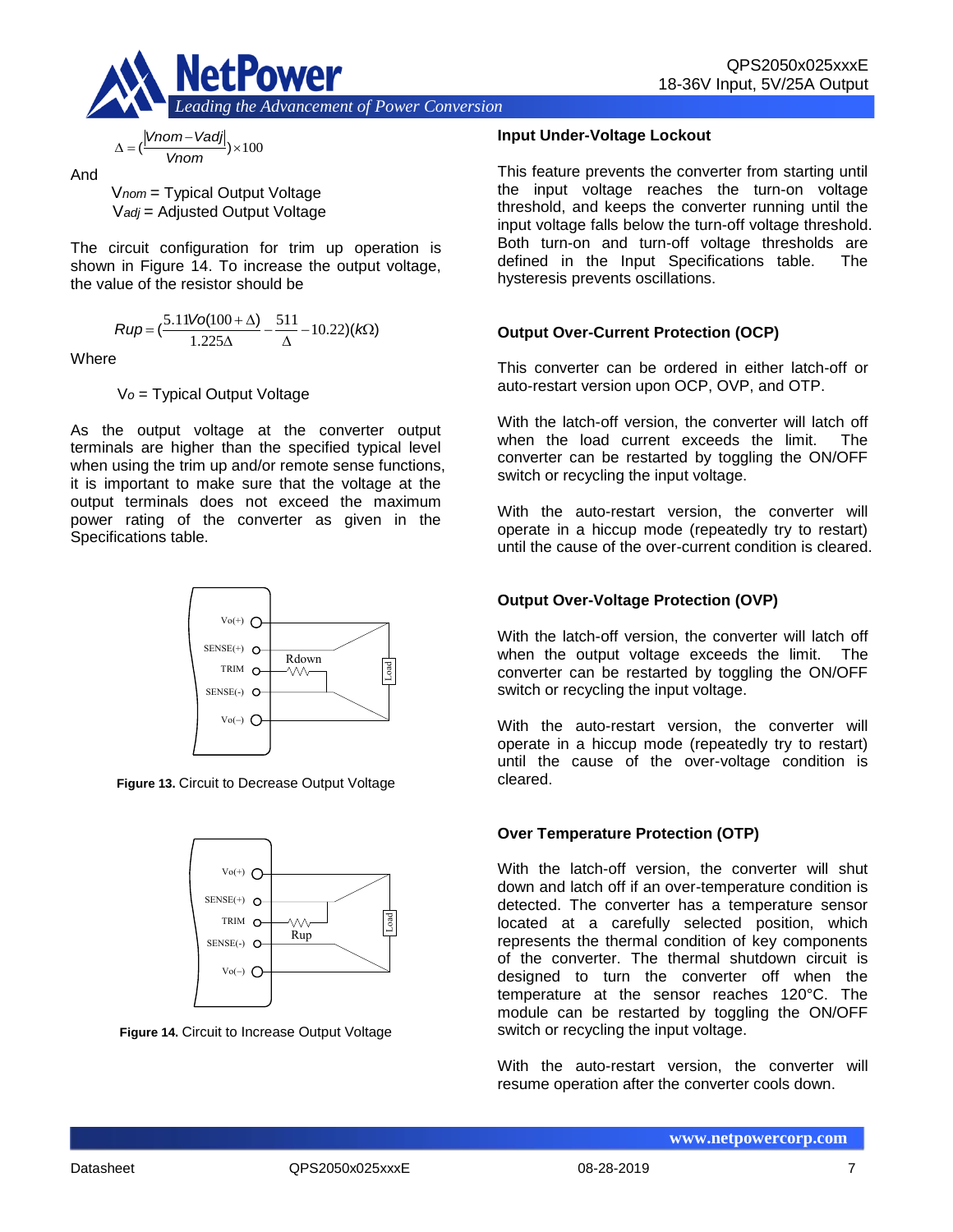$$\Delta = \left(\frac{|Vnom - Vadj|}{Vnom}\right) \times 100$$

And

$V_{nom}$ = Typical Output Voltage
$V_{adj}$ = Adjusted Output Voltage

The circuit configuration for trim up operation is shown in Figure 14. To increase the output voltage, the value of the resistor should be

$$Rup = \left(\frac{5.11Vo(100+\Delta)}{1.225\Delta} - \frac{511}{\Delta} - 10.22\right)(k\Omega)$$

Where

$V_o$ = Typical Output Voltage

As the output voltage at the converter output terminals are higher than the specified typical level when using the trim up and/or remote sense functions, it is important to make sure that the voltage at the output terminals does not exceed the maximum power rating of the converter as given in the Specifications table.

**Figure 13.** Circuit to Decrease Output Voltage

**Figure 14.** Circuit to Increase Output Voltage

### Input Under-Voltage Lockout

This feature prevents the converter from starting until the input voltage reaches the turn-on voltage threshold, and keeps the converter running until the input voltage falls below the turn-off voltage threshold. Both turn-on and turn-off voltage thresholds are defined in the Input Specifications table. The hysteresis prevents oscillations.

### Output Over-Current Protection (OCP)

This converter can be ordered in either latch-off or auto-restart version upon OCP, OVP, and OTP.

With the latch-off version, the converter will latch off when the load current exceeds the limit. The converter can be restarted by toggling the ON/OFF switch or recycling the input voltage.

With the auto-restart version, the converter will operate in a hiccup mode (repeatedly try to restart) until the cause of the over-current condition is cleared.

### Output Over-Voltage Protection (OVP)

With the latch-off version, the converter will latch off when the output voltage exceeds the limit. The converter can be restarted by toggling the ON/OFF switch or recycling the input voltage.

With the auto-restart version, the converter will operate in a hiccup mode (repeatedly try to restart) until the cause of the over-voltage condition is cleared.

### Over Temperature Protection (OTP)

With the latch-off version, the converter will shut down and latch off if an over-temperature condition is detected. The converter has a temperature sensor located at a carefully selected position, which represents the thermal condition of key components of the converter. The thermal shutdown circuit is designed to turn the converter off when the temperature at the sensor reaches 120°C. The module can be restarted by toggling the ON/OFF switch or recycling the input voltage.

With the auto-restart version, the converter will resume operation after the converter cools down.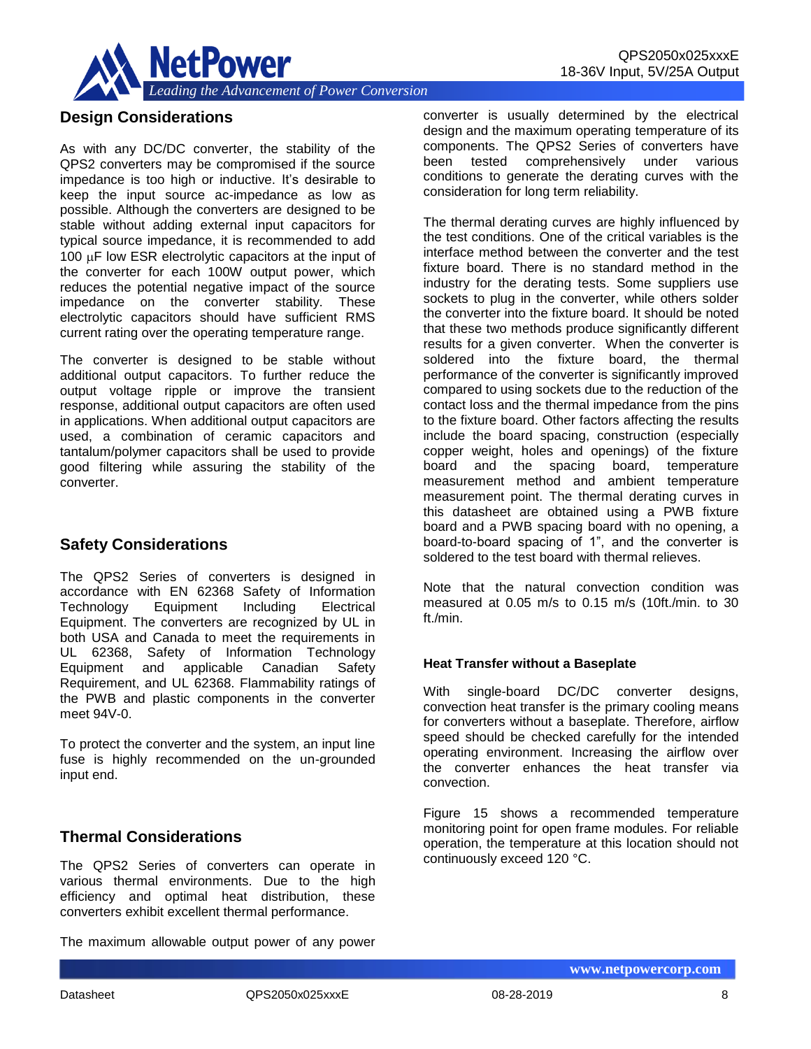## Design Considerations

As with any DC/DC converter, the stability of the QPS2 converters may be compromised if the source impedance is too high or inductive. It's desirable to keep the input source ac-impedance as low as possible. Although the converters are designed to be stable without adding external input capacitors for typical source impedance, it is recommended to add 100 μF low ESR electrolytic capacitors at the input of the converter for each 100W output power, which reduces the potential negative impact of the source impedance on the converter stability. These electrolytic capacitors should have sufficient RMS current rating over the operating temperature range.

The converter is designed to be stable without additional output capacitors. To further reduce the output voltage ripple or improve the transient response, additional output capacitors are often used in applications. When additional output capacitors are used, a combination of ceramic capacitors and tantalum/polymer capacitors shall be used to provide good filtering while assuring the stability of the converter.

## Safety Considerations

The QPS2 Series of converters is designed in accordance with EN 62368 Safety of Information Technology Equipment Including Electrical Equipment. The converters are recognized by UL in both USA and Canada to meet the requirements in UL 62368, Safety of Information Technology Equipment and applicable Canadian Safety Requirement, and UL 62368. Flammability ratings of the PWB and plastic components in the converter meet 94V-0.

To protect the converter and the system, an input line fuse is highly recommended on the un-grounded input end.

## Thermal Considerations

The QPS2 Series of converters can operate in various thermal environments. Due to the high efficiency and optimal heat distribution, these converters exhibit excellent thermal performance.

The maximum allowable output power of any power converter is usually determined by the electrical design and the maximum operating temperature of its components. The QPS2 Series of converters have been tested comprehensively under various conditions to generate the derating curves with the consideration for long term reliability.

The thermal derating curves are highly influenced by the test conditions. One of the critical variables is the interface method between the converter and the test fixture board. There is no standard method in the industry for the derating tests. Some suppliers use sockets to plug in the converter, while others solder the converter into the fixture board. It should be noted that these two methods produce significantly different results for a given converter. When the converter is soldered into the fixture board, the thermal performance of the converter is significantly improved compared to using sockets due to the reduction of the contact loss and the thermal impedance from the pins to the fixture board. Other factors affecting the results include the board spacing, construction (especially copper weight, holes and openings) of the fixture board and the spacing board, temperature measurement method and ambient temperature measurement point. The thermal derating curves in this datasheet are obtained using a PWB fixture board and a PWB spacing board with no opening, a board-to-board spacing of 1", and the converter is soldered to the test board with thermal relieves.

Note that the natural convection condition was measured at 0.05 m/s to 0.15 m/s (10ft./min. to 30 ft./min.

### Heat Transfer without a Baseplate

With single-board DC/DC converter designs, convection heat transfer is the primary cooling means for converters without a baseplate. Therefore, airflow speed should be checked carefully for the intended operating environment. Increasing the airflow over the converter enhances the heat transfer via convection.

Figure 15 shows a recommended temperature monitoring point for open frame modules. For reliable operation, the temperature at this location should not continuously exceed 120 °C.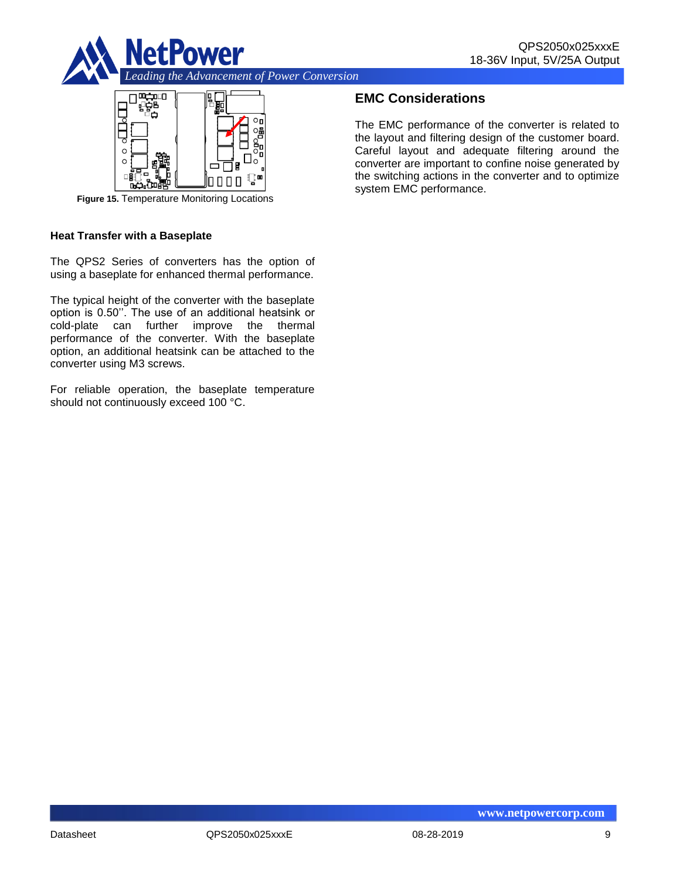**Figure 15.** Temperature Monitoring Locations

### Heat Transfer with a Baseplate

The QPS2 Series of converters has the option of using a baseplate for enhanced thermal performance.

The typical height of the converter with the baseplate option is 0.50''. The use of an additional heatsink or cold-plate can further improve the thermal performance of the converter. With the baseplate option, an additional heatsink can be attached to the converter using M3 screws.

For reliable operation, the baseplate temperature should not continuously exceed 100 °C.

## EMC Considerations

The EMC performance of the converter is related to the layout and filtering design of the customer board. Careful layout and adequate filtering around the converter are important to confine noise generated by the switching actions in the converter and to optimize system EMC performance.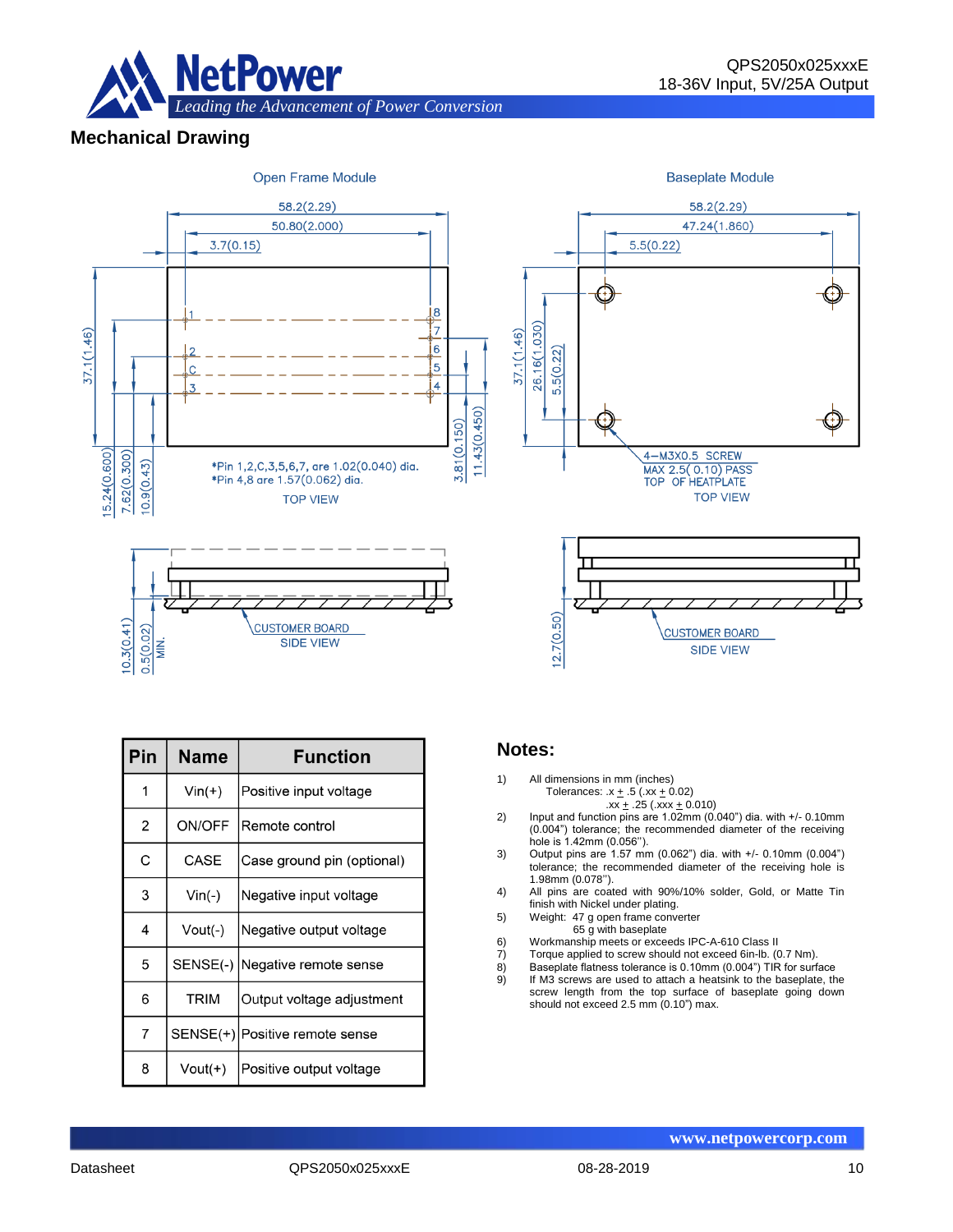## Mechanical Drawing

Open Frame Module

58.2(2.29)
50.80(2.000)
3.7(0.15)
37.1(1.46)
15.24(0.600)
7.62(0.300)
10.9(0.43)
3.81(0.150)
11.43(0.450)

*Pin 1,2,C,3,5,6,7, are 1.02(0.040) dia.
*Pin 4,8 are 1.57(0.062) dia.

TOP VIEW

10.3(0.41)
0.5(0.02) MIN.

CUSTOMER BOARD
SIDE VIEW

Baseplate Module

58.2(2.29)
47.24(1.860)
5.5(0.22)
37.1(1.46)
26.16(1.030)
5.5(0.22)

4–M3X0.5 SCREW
MAX 2.5( 0.10) PASS
TOP OF HEATPLATE

TOP VIEW

12.7(0.50)

CUSTOMER BOARD
SIDE VIEW

| Pin | Name | Function |
|---|---|---|
| 1 | Vin(+) | Positive input voltage |
| 2 | ON/OFF | Remote control |
| C | CASE | Case ground pin (optional) |
| 3 | Vin(-) | Negative input voltage |
| 4 | Vout(-) | Negative output voltage |
| 5 | SENSE(-) | Negative remote sense |
| 6 | TRIM | Output voltage adjustment |
| 7 | SENSE(+) | Positive remote sense |
| 8 | Vout(+) | Positive output voltage |

## Notes:

1) All dimensions in mm (inches)
   Tolerances: .x ± .5 (.xx ± 0.02)
   .xx ± .25 (.xxx ± 0.010)
2) Input and function pins are 1.02mm (0.040") dia. with +/- 0.10mm (0.004") tolerance; the recommended diameter of the receiving hole is 1.42mm (0.056'').
3) Output pins are 1.57 mm (0.062") dia. with +/- 0.10mm (0.004") tolerance; the recommended diameter of the receiving hole is 1.98mm (0.078'').
4) All pins are coated with 90%/10% solder, Gold, or Matte Tin finish with Nickel under plating.
5) Weight: 47 g open frame converter
   65 g with baseplate
6) Workmanship meets or exceeds IPC-A-610 Class II
7) Torque applied to screw should not exceed 6in-lb. (0.7 Nm).
8) Baseplate flatness tolerance is 0.10mm (0.004") TIR for surface
9) If M3 screws are used to attach a heatsink to the baseplate, the screw length from the top surface of baseplate going down should not exceed 2.5 mm (0.10") max.